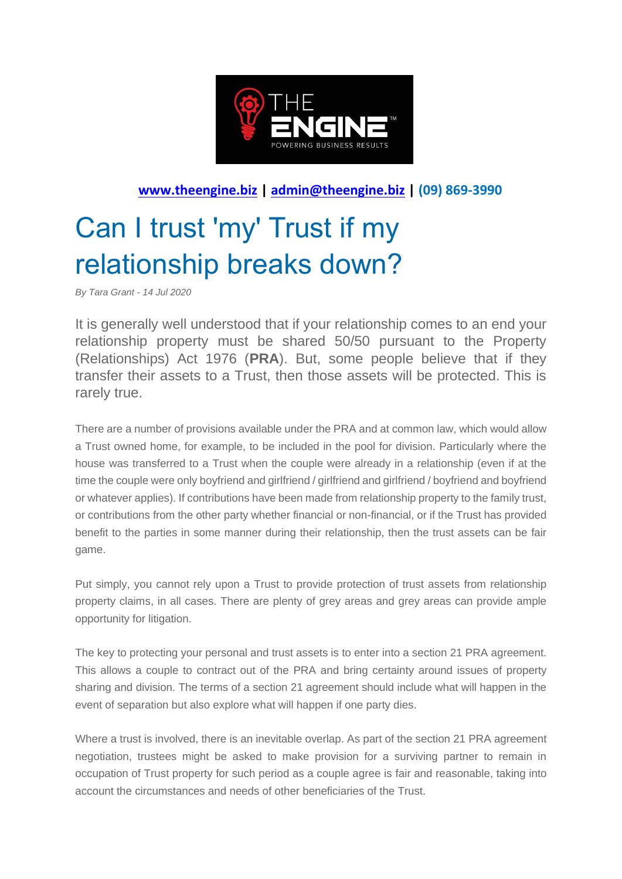**[www.theengine.biz](http://www.theengine.biz) | [admin@theengine.biz](mailto:admin@theengine.biz) | (09) 869-3990**

# Can I trust 'my' Trust if my relationship breaks down?

*By Tara Grant - 14 Jul 2020*

It is generally well understood that if your relationship comes to an end your relationship property must be shared 50/50 pursuant to the Property (Relationships) Act 1976 (**PRA**). But, some people believe that if they transfer their assets to a Trust, then those assets will be protected. This is rarely true.

There are a number of provisions available under the PRA and at common law, which would allow a Trust owned home, for example, to be included in the pool for division. Particularly where the house was transferred to a Trust when the couple were already in a relationship (even if at the time the couple were only boyfriend and girlfriend / girlfriend and girlfriend / boyfriend and boyfriend or whatever applies). If contributions have been made from relationship property to the family trust, or contributions from the other party whether financial or non-financial, or if the Trust has provided benefit to the parties in some manner during their relationship, then the trust assets can be fair game.

Put simply, you cannot rely upon a Trust to provide protection of trust assets from relationship property claims, in all cases. There are plenty of grey areas and grey areas can provide ample opportunity for litigation.

The key to protecting your personal and trust assets is to enter into a section 21 PRA agreement. This allows a couple to contract out of the PRA and bring certainty around issues of property sharing and division. The terms of a section 21 agreement should include what will happen in the event of separation but also explore what will happen if one party dies.

Where a trust is involved, there is an inevitable overlap. As part of the section 21 PRA agreement negotiation, trustees might be asked to make provision for a surviving partner to remain in occupation of Trust property for such period as a couple agree is fair and reasonable, taking into account the circumstances and needs of other beneficiaries of the Trust.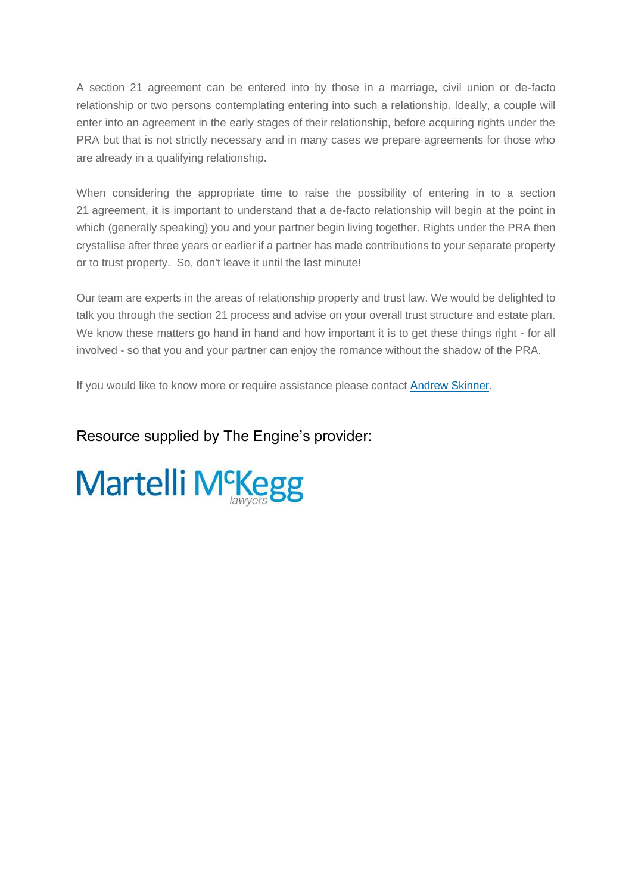A section 21 agreement can be entered into by those in a marriage, civil union or de-facto relationship or two persons contemplating entering into such a relationship. Ideally, a couple will enter into an agreement in the early stages of their relationship, before acquiring rights under the PRA but that is not strictly necessary and in many cases we prepare agreements for those who are already in a qualifying relationship.

When considering the appropriate time to raise the possibility of entering in to a section 21 agreement, it is important to understand that a de-facto relationship will begin at the point in which (generally speaking) you and your partner begin living together. Rights under the PRA then crystallise after three years or earlier if a partner has made contributions to your separate property or to trust property. So, don't leave it until the last minute!

Our team are experts in the areas of relationship property and trust law. We would be delighted to talk you through the section 21 process and advise on your overall trust structure and estate plan. We know these matters go hand in hand and how important it is to get these things right - for all involved - so that you and your partner can enjoy the romance without the shadow of the PRA.

If you would like to know more or require assistance please contact Andrew Skinner.

Resource supplied by The Engine's provider:

Martelli McKegg lawyers